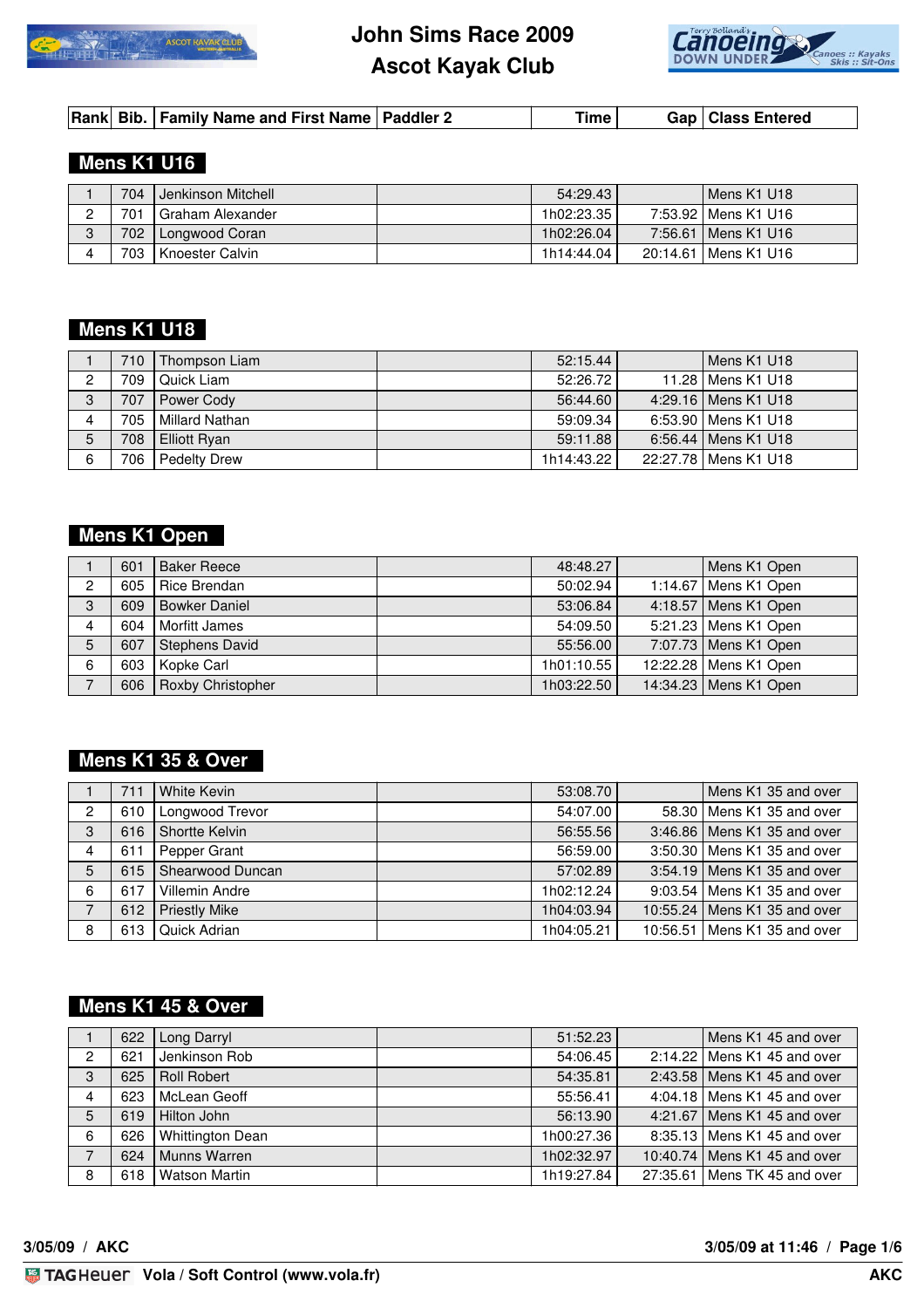# John Sims Race 2009
# Ascot Kayak Club

## Mens K1 U16

| Rank | Bib. | Family Name and First Name | Paddler 2 | Time | Gap | Class Entered |
|---|---|---|---|---|---|---|
| 1 | 704 | Jenkinson Mitchell | | 54:29.43 | | Mens K1 U18 |
| 2 | 701 | Graham Alexander | | 1h02:23.35 | 7:53.92 | Mens K1 U16 |
| 3 | 702 | Longwood Coran | | 1h02:26.04 | 7:56.61 | Mens K1 U16 |
| 4 | 703 | Knoester Calvin | | 1h14:44.04 | 20:14.61 | Mens K1 U16 |

## Mens K1 U18

| Rank | Bib. | Family Name and First Name | Paddler 2 | Time | Gap | Class Entered |
|---|---|---|---|---|---|---|
| 1 | 710 | Thompson Liam | | 52:15.44 | | Mens K1 U18 |
| 2 | 709 | Quick Liam | | 52:26.72 | 11.28 | Mens K1 U18 |
| 3 | 707 | Power Cody | | 56:44.60 | 4:29.16 | Mens K1 U18 |
| 4 | 705 | Millard Nathan | | 59:09.34 | 6:53.90 | Mens K1 U18 |
| 5 | 708 | Elliott Ryan | | 59:11.88 | 6:56.44 | Mens K1 U18 |
| 6 | 706 | Pedelty Drew | | 1h14:43.22 | 22:27.78 | Mens K1 U18 |

## Mens K1 Open

| Rank | Bib. | Family Name and First Name | Paddler 2 | Time | Gap | Class Entered |
|---|---|---|---|---|---|---|
| 1 | 601 | Baker Reece | | 48:48.27 | | Mens K1 Open |
| 2 | 605 | Rice Brendan | | 50:02.94 | 1:14.67 | Mens K1 Open |
| 3 | 609 | Bowker Daniel | | 53:06.84 | 4:18.57 | Mens K1 Open |
| 4 | 604 | Morfitt James | | 54:09.50 | 5:21.23 | Mens K1 Open |
| 5 | 607 | Stephens David | | 55:56.00 | 7:07.73 | Mens K1 Open |
| 6 | 603 | Kopke Carl | | 1h01:10.55 | 12:22.28 | Mens K1 Open |
| 7 | 606 | Roxby Christopher | | 1h03:22.50 | 14:34.23 | Mens K1 Open |

## Mens K1 35 & Over

| Rank | Bib. | Family Name and First Name | Paddler 2 | Time | Gap | Class Entered |
|---|---|---|---|---|---|---|
| 1 | 711 | White Kevin | | 53:08.70 | | Mens K1 35 and over |
| 2 | 610 | Longwood Trevor | | 54:07.00 | 58.30 | Mens K1 35 and over |
| 3 | 616 | Shortte Kelvin | | 56:55.56 | 3:46.86 | Mens K1 35 and over |
| 4 | 611 | Pepper Grant | | 56:59.00 | 3:50.30 | Mens K1 35 and over |
| 5 | 615 | Shearwood Duncan | | 57:02.89 | 3:54.19 | Mens K1 35 and over |
| 6 | 617 | Villemin Andre | | 1h02:12.24 | 9:03.54 | Mens K1 35 and over |
| 7 | 612 | Priestly Mike | | 1h04:03.94 | 10:55.24 | Mens K1 35 and over |
| 8 | 613 | Quick Adrian | | 1h04:05.21 | 10:56.51 | Mens K1 35 and over |

## Mens K1 45 & Over

| Rank | Bib. | Family Name and First Name | Paddler 2 | Time | Gap | Class Entered |
|---|---|---|---|---|---|---|
| 1 | 622 | Long Darryl | | 51:52.23 | | Mens K1 45 and over |
| 2 | 621 | Jenkinson Rob | | 54:06.45 | 2:14.22 | Mens K1 45 and over |
| 3 | 625 | Roll Robert | | 54:35.81 | 2:43.58 | Mens K1 45 and over |
| 4 | 623 | McLean Geoff | | 55:56.41 | 4:04.18 | Mens K1 45 and over |
| 5 | 619 | Hilton John | | 56:13.90 | 4:21.67 | Mens K1 45 and over |
| 6 | 626 | Whittington Dean | | 1h00:27.36 | 8:35.13 | Mens K1 45 and over |
| 7 | 624 | Munns Warren | | 1h02:32.97 | 10:40.74 | Mens K1 45 and over |
| 8 | 618 | Watson Martin | | 1h19:27.84 | 27:35.61 | Mens TK 45 and over |

3/05/09 / AKC — 3/05/09 at 11:46

Vola / Soft Control (www.vola.fr) — AKC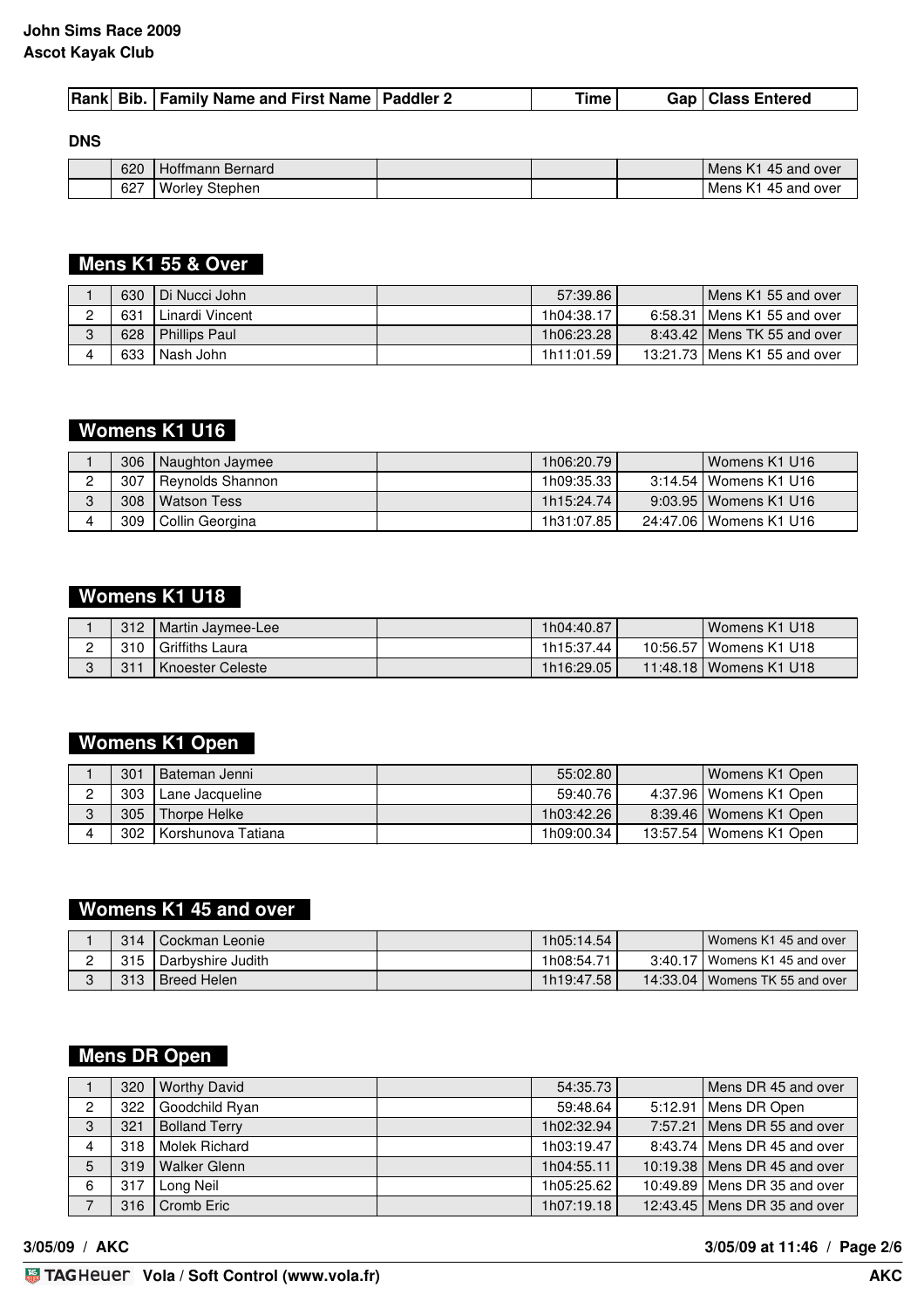**John Sims Race 2009**
**Ascot Kayak Club**

| Rank | Bib. | Family Name and First Name | Paddler 2 | Time | Gap | Class Entered |
|---|---|---|---|---|---|---|

**DNS**

| Rank | Bib. | Family Name and First Name | Paddler 2 | Time | Gap | Class Entered |
|---|---|---|---|---|---|---|
| | 620 | Hoffmann Bernard | | | | Mens K1 45 and over |
| | 627 | Worley Stephen | | | | Mens K1 45 and over |

## Mens K1 55 & Over

| Rank | Bib. | Family Name and First Name | Paddler 2 | Time | Gap | Class Entered |
|---|---|---|---|---|---|---|
| 1 | 630 | Di Nucci John | | 57:39.86 | | Mens K1 55 and over |
| 2 | 631 | Linardi Vincent | | 1h04:38.17 | 6:58.31 | Mens K1 55 and over |
| 3 | 628 | Phillips Paul | | 1h06:23.28 | 8:43.42 | Mens TK 55 and over |
| 4 | 633 | Nash John | | 1h11:01.59 | 13:21.73 | Mens K1 55 and over |

## Womens K1 U16

| Rank | Bib. | Family Name and First Name | Paddler 2 | Time | Gap | Class Entered |
|---|---|---|---|---|---|---|
| 1 | 306 | Naughton Jaymee | | 1h06:20.79 | | Womens K1 U16 |
| 2 | 307 | Reynolds Shannon | | 1h09:35.33 | 3:14.54 | Womens K1 U16 |
| 3 | 308 | Watson Tess | | 1h15:24.74 | 9:03.95 | Womens K1 U16 |
| 4 | 309 | Collin Georgina | | 1h31:07.85 | 24:47.06 | Womens K1 U16 |

## Womens K1 U18

| Rank | Bib. | Family Name and First Name | Paddler 2 | Time | Gap | Class Entered |
|---|---|---|---|---|---|---|
| 1 | 312 | Martin Jaymee-Lee | | 1h04:40.87 | | Womens K1 U18 |
| 2 | 310 | Griffiths Laura | | 1h15:37.44 | 10:56.57 | Womens K1 U18 |
| 3 | 311 | Knoester Celeste | | 1h16:29.05 | 11:48.18 | Womens K1 U18 |

## Womens K1 Open

| Rank | Bib. | Family Name and First Name | Paddler 2 | Time | Gap | Class Entered |
|---|---|---|---|---|---|---|
| 1 | 301 | Bateman Jenni | | 55:02.80 | | Womens K1 Open |
| 2 | 303 | Lane Jacqueline | | 59:40.76 | 4:37.96 | Womens K1 Open |
| 3 | 305 | Thorpe Helke | | 1h03:42.26 | 8:39.46 | Womens K1 Open |
| 4 | 302 | Korshunova Tatiana | | 1h09:00.34 | 13:57.54 | Womens K1 Open |

## Womens K1 45 and over

| Rank | Bib. | Family Name and First Name | Paddler 2 | Time | Gap | Class Entered |
|---|---|---|---|---|---|---|
| 1 | 314 | Cockman Leonie | | 1h05:14.54 | | Womens K1 45 and over |
| 2 | 315 | Darbyshire Judith | | 1h08:54.71 | 3:40.17 | Womens K1 45 and over |
| 3 | 313 | Breed Helen | | 1h19:47.58 | 14:33.04 | Womens TK 55 and over |

## Mens DR Open

| Rank | Bib. | Family Name and First Name | Paddler 2 | Time | Gap | Class Entered |
|---|---|---|---|---|---|---|
| 1 | 320 | Worthy David | | 54:35.73 | | Mens DR 45 and over |
| 2 | 322 | Goodchild Ryan | | 59:48.64 | 5:12.91 | Mens DR Open |
| 3 | 321 | Bolland Terry | | 1h02:32.94 | 7:57.21 | Mens DR 55 and over |
| 4 | 318 | Molek Richard | | 1h03:19.47 | 8:43.74 | Mens DR 45 and over |
| 5 | 319 | Walker Glenn | | 1h04:55.11 | 10:19.38 | Mens DR 45 and over |
| 6 | 317 | Long Neil | | 1h05:25.62 | 10:49.89 | Mens DR 35 and over |
| 7 | 316 | Cromb Eric | | 1h07:19.18 | 12:43.45 | Mens DR 35 and over |

3/05/09 / AKC

3/05/09 at 11:46

TAGHeuer Vola / Soft Control (www.vola.fr) AKC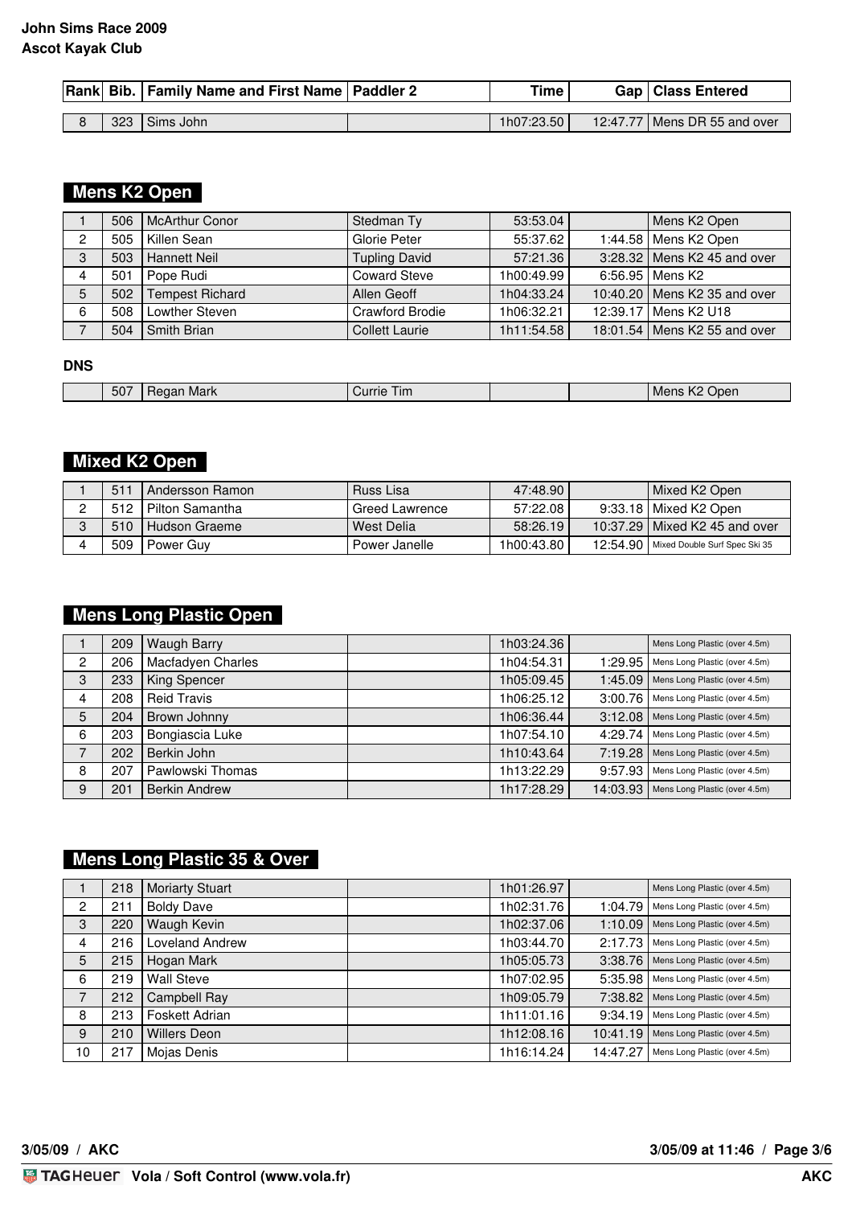**John Sims Race 2009**
**Ascot Kayak Club**

| Rank | Bib. | Family Name and First Name | Paddler 2 | Time | Gap | Class Entered |
|---|---|---|---|---|---|---|
| 8 | 323 | Sims John | | 1h07:23.50 | 12:47.77 | Mens DR 55 and over |

## Mens K2 Open

| Rank | Bib. | Family Name and First Name | Paddler 2 | Time | Gap | Class Entered |
|---|---|---|---|---|---|---|
| 1 | 506 | McArthur Conor | Stedman Ty | 53:53.04 | | Mens K2 Open |
| 2 | 505 | Killen Sean | Glorie Peter | 55:37.62 | 1:44.58 | Mens K2 Open |
| 3 | 503 | Hannett Neil | Tupling David | 57:21.36 | 3:28.32 | Mens K2 45 and over |
| 4 | 501 | Pope Rudi | Coward Steve | 1h00:49.99 | 6:56.95 | Mens K2 |
| 5 | 502 | Tempest Richard | Allen Geoff | 1h04:33.24 | 10:40.20 | Mens K2 35 and over |
| 6 | 508 | Lowther Steven | Crawford Brodie | 1h06:32.21 | 12:39.17 | Mens K2 U18 |
| 7 | 504 | Smith Brian | Collett Laurie | 1h11:54.58 | 18:01.54 | Mens K2 55 and over |

**DNS**

| Rank | Bib. | Family Name and First Name | Paddler 2 | Time | Gap | Class Entered |
|---|---|---|---|---|---|---|
| | 507 | Regan Mark | Currie Tim | | | Mens K2 Open |

## Mixed K2 Open

| Rank | Bib. | Family Name and First Name | Paddler 2 | Time | Gap | Class Entered |
|---|---|---|---|---|---|---|
| 1 | 511 | Andersson Ramon | Russ Lisa | 47:48.90 | | Mixed K2 Open |
| 2 | 512 | Pilton Samantha | Greed Lawrence | 57:22.08 | 9:33.18 | Mixed K2 Open |
| 3 | 510 | Hudson Graeme | West Delia | 58:26.19 | 10:37.29 | Mixed K2 45 and over |
| 4 | 509 | Power Guy | Power Janelle | 1h00:43.80 | 12:54.90 | Mixed Double Surf Spec Ski 35 |

## Mens Long Plastic Open

| Rank | Bib. | Family Name and First Name | Paddler 2 | Time | Gap | Class Entered |
|---|---|---|---|---|---|---|
| 1 | 209 | Waugh Barry | | 1h03:24.36 | | Mens Long Plastic (over 4.5m) |
| 2 | 206 | Macfadyen Charles | | 1h04:54.31 | 1:29.95 | Mens Long Plastic (over 4.5m) |
| 3 | 233 | King Spencer | | 1h05:09.45 | 1:45.09 | Mens Long Plastic (over 4.5m) |
| 4 | 208 | Reid Travis | | 1h06:25.12 | 3:00.76 | Mens Long Plastic (over 4.5m) |
| 5 | 204 | Brown Johnny | | 1h06:36.44 | 3:12.08 | Mens Long Plastic (over 4.5m) |
| 6 | 203 | Bongiascia Luke | | 1h07:54.10 | 4:29.74 | Mens Long Plastic (over 4.5m) |
| 7 | 202 | Berkin John | | 1h10:43.64 | 7:19.28 | Mens Long Plastic (over 4.5m) |
| 8 | 207 | Pawlowski Thomas | | 1h13:22.29 | 9:57.93 | Mens Long Plastic (over 4.5m) |
| 9 | 201 | Berkin Andrew | | 1h17:28.29 | 14:03.93 | Mens Long Plastic (over 4.5m) |

## Mens Long Plastic 35 & Over

| Rank | Bib. | Family Name and First Name | Paddler 2 | Time | Gap | Class Entered |
|---|---|---|---|---|---|---|
| 1 | 218 | Moriarty Stuart | | 1h01:26.97 | | Mens Long Plastic (over 4.5m) |
| 2 | 211 | Boldy Dave | | 1h02:31.76 | 1:04.79 | Mens Long Plastic (over 4.5m) |
| 3 | 220 | Waugh Kevin | | 1h02:37.06 | 1:10.09 | Mens Long Plastic (over 4.5m) |
| 4 | 216 | Loveland Andrew | | 1h03:44.70 | 2:17.73 | Mens Long Plastic (over 4.5m) |
| 5 | 215 | Hogan Mark | | 1h05:05.73 | 3:38.76 | Mens Long Plastic (over 4.5m) |
| 6 | 219 | Wall Steve | | 1h07:02.95 | 5:35.98 | Mens Long Plastic (over 4.5m) |
| 7 | 212 | Campbell Ray | | 1h09:05.79 | 7:38.82 | Mens Long Plastic (over 4.5m) |
| 8 | 213 | Foskett Adrian | | 1h11:01.16 | 9:34.19 | Mens Long Plastic (over 4.5m) |
| 9 | 210 | Willers Deon | | 1h12:08.16 | 10:41.19 | Mens Long Plastic (over 4.5m) |
| 10 | 217 | Mojas Denis | | 1h16:14.24 | 14:47.27 | Mens Long Plastic (over 4.5m) |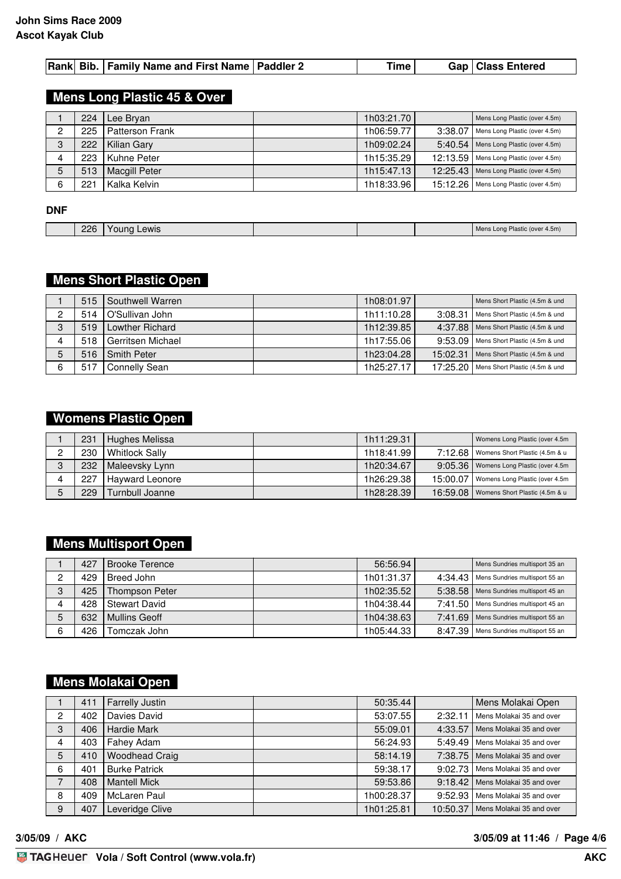**John Sims Race 2009**
**Ascot Kayak Club**

## Mens Long Plastic 45 & Over

| Rank | Bib. | Family Name and First Name | Paddler 2 | Time | Gap | Class Entered |
|---|---|---|---|---|---|---|
| 1 | 224 | Lee Bryan | | 1h03:21.70 | | Mens Long Plastic (over 4.5m) |
| 2 | 225 | Patterson Frank | | 1h06:59.77 | 3:38.07 | Mens Long Plastic (over 4.5m) |
| 3 | 222 | Kilian Gary | | 1h09:02.24 | 5:40.54 | Mens Long Plastic (over 4.5m) |
| 4 | 223 | Kuhne Peter | | 1h15:35.29 | 12:13.59 | Mens Long Plastic (over 4.5m) |
| 5 | 513 | Macgill Peter | | 1h15:47.13 | 12:25.43 | Mens Long Plastic (over 4.5m) |
| 6 | 221 | Kalka Kelvin | | 1h18:33.96 | 15:12.26 | Mens Long Plastic (over 4.5m) |

**DNF**

| Rank | Bib. | Family Name and First Name | Paddler 2 | Time | Gap | Class Entered |
|---|---|---|---|---|---|---|
| | 226 | Young Lewis | | | | Mens Long Plastic (over 4.5m) |

## Mens Short Plastic Open

| Rank | Bib. | Family Name and First Name | Paddler 2 | Time | Gap | Class Entered |
|---|---|---|---|---|---|---|
| 1 | 515 | Southwell Warren | | 1h08:01.97 | | Mens Short Plastic (4.5m & und |
| 2 | 514 | O'Sullivan John | | 1h11:10.28 | 3:08.31 | Mens Short Plastic (4.5m & und |
| 3 | 519 | Lowther Richard | | 1h12:39.85 | 4:37.88 | Mens Short Plastic (4.5m & und |
| 4 | 518 | Gerritsen Michael | | 1h17:55.06 | 9:53.09 | Mens Short Plastic (4.5m & und |
| 5 | 516 | Smith Peter | | 1h23:04.28 | 15:02.31 | Mens Short Plastic (4.5m & und |
| 6 | 517 | Connelly Sean | | 1h25:27.17 | 17:25.20 | Mens Short Plastic (4.5m & und |

## Womens Plastic Open

| Rank | Bib. | Family Name and First Name | Paddler 2 | Time | Gap | Class Entered |
|---|---|---|---|---|---|---|
| 1 | 231 | Hughes Melissa | | 1h11:29.31 | | Womens Long Plastic (over 4.5m |
| 2 | 230 | Whitlock Sally | | 1h18:41.99 | 7:12.68 | Womens Short Plastic (4.5m & u |
| 3 | 232 | Maleevsky Lynn | | 1h20:34.67 | 9:05.36 | Womens Long Plastic (over 4.5m |
| 4 | 227 | Hayward Leonore | | 1h26:29.38 | 15:00.07 | Womens Long Plastic (over 4.5m |
| 5 | 229 | Turnbull Joanne | | 1h28:28.39 | 16:59.08 | Womens Short Plastic (4.5m & u |

## Mens Multisport Open

| Rank | Bib. | Family Name and First Name | Paddler 2 | Time | Gap | Class Entered |
|---|---|---|---|---|---|---|
| 1 | 427 | Brooke Terence | | 56:56.94 | | Mens Sundries multisport 35 an |
| 2 | 429 | Breed John | | 1h01:31.37 | 4:34.43 | Mens Sundries multisport 55 an |
| 3 | 425 | Thompson Peter | | 1h02:35.52 | 5:38.58 | Mens Sundries multisport 45 an |
| 4 | 428 | Stewart David | | 1h04:38.44 | 7:41.50 | Mens Sundries multisport 45 an |
| 5 | 632 | Mullins Geoff | | 1h04:38.63 | 7:41.69 | Mens Sundries multisport 55 an |
| 6 | 426 | Tomczak John | | 1h05:44.33 | 8:47.39 | Mens Sundries multisport 55 an |

## Mens Molakai Open

| Rank | Bib. | Family Name and First Name | Paddler 2 | Time | Gap | Class Entered |
|---|---|---|---|---|---|---|
| 1 | 411 | Farrelly Justin | | 50:35.44 | | Mens Molakai Open |
| 2 | 402 | Davies David | | 53:07.55 | 2:32.11 | Mens Molakai 35 and over |
| 3 | 406 | Hardie Mark | | 55:09.01 | 4:33.57 | Mens Molakai 35 and over |
| 4 | 403 | Fahey Adam | | 56:24.93 | 5:49.49 | Mens Molakai 35 and over |
| 5 | 410 | Woodhead Craig | | 58:14.19 | 7:38.75 | Mens Molakai 35 and over |
| 6 | 401 | Burke Patrick | | 59:38.17 | 9:02.73 | Mens Molakai 35 and over |
| 7 | 408 | Mantell Mick | | 59:53.86 | 9:18.42 | Mens Molakai 35 and over |
| 8 | 409 | McLaren Paul | | 1h00:28.37 | 9:52.93 | Mens Molakai 35 and over |
| 9 | 407 | Leveridge Clive | | 1h01:25.81 | 10:50.37 | Mens Molakai 35 and over |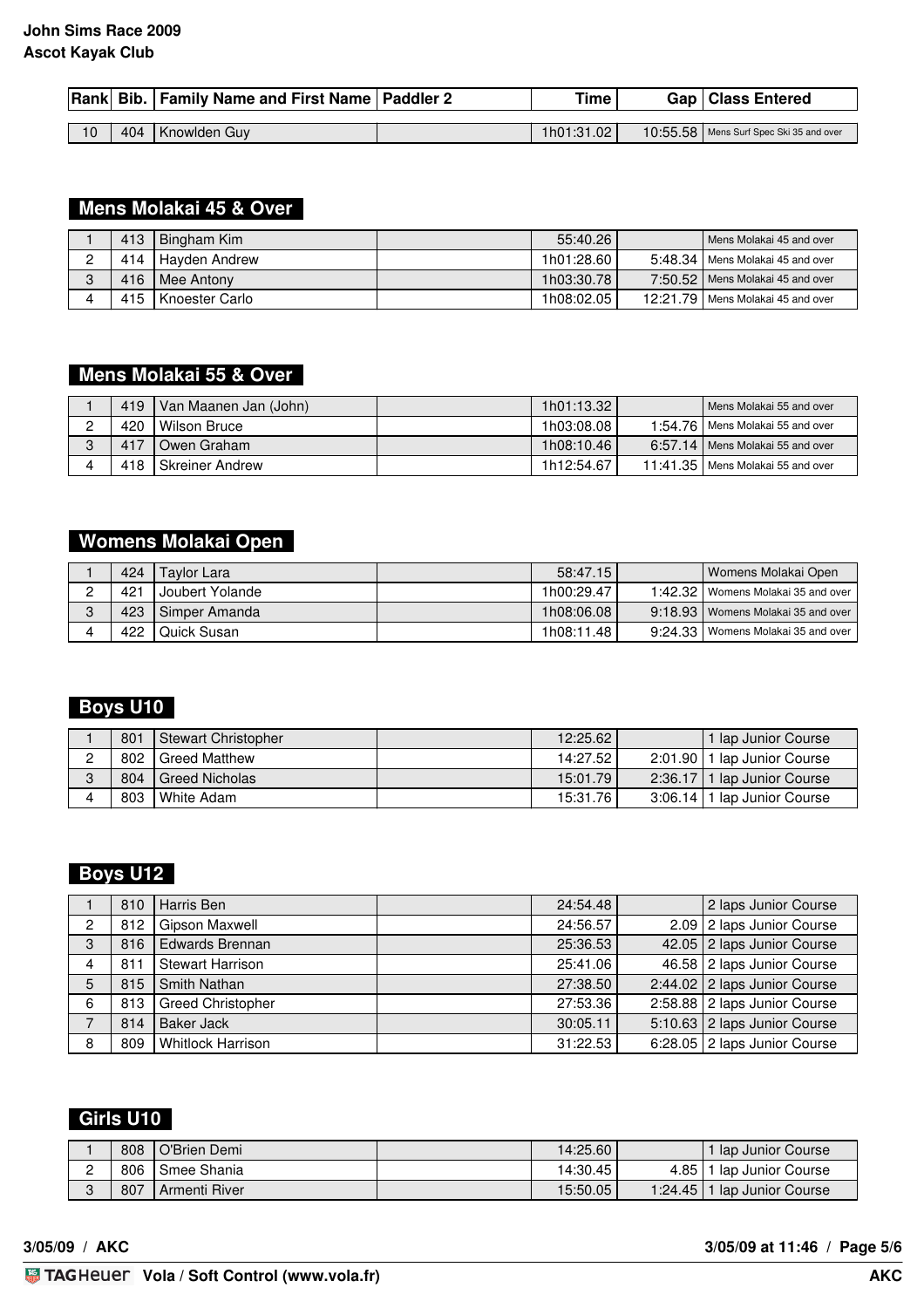**John Sims Race 2009**
**Ascot Kayak Club**

| Rank | Bib. | Family Name and First Name | Paddler 2 | Time | Gap | Class Entered |
|---|---|---|---|---|---|---|
| 10 | 404 | Knowlden Guy | | 1h01:31.02 | 10:55.58 | Mens Surf Spec Ski 35 and over |

## Mens Molakai 45 & Over

| Rank | Bib. | Family Name and First Name | Paddler 2 | Time | Gap | Class Entered |
|---|---|---|---|---|---|---|
| 1 | 413 | Bingham Kim | | 55:40.26 | | Mens Molakai 45 and over |
| 2 | 414 | Hayden Andrew | | 1h01:28.60 | 5:48.34 | Mens Molakai 45 and over |
| 3 | 416 | Mee Antony | | 1h03:30.78 | 7:50.52 | Mens Molakai 45 and over |
| 4 | 415 | Knoester Carlo | | 1h08:02.05 | 12:21.79 | Mens Molakai 45 and over |

## Mens Molakai 55 & Over

| Rank | Bib. | Family Name and First Name | Paddler 2 | Time | Gap | Class Entered |
|---|---|---|---|---|---|---|
| 1 | 419 | Van Maanen Jan (John) | | 1h01:13.32 | | Mens Molakai 55 and over |
| 2 | 420 | Wilson Bruce | | 1h03:08.08 | 1:54.76 | Mens Molakai 55 and over |
| 3 | 417 | Owen Graham | | 1h08:10.46 | 6:57.14 | Mens Molakai 55 and over |
| 4 | 418 | Skreiner Andrew | | 1h12:54.67 | 11:41.35 | Mens Molakai 55 and over |

## Womens Molakai Open

| Rank | Bib. | Family Name and First Name | Paddler 2 | Time | Gap | Class Entered |
|---|---|---|---|---|---|---|
| 1 | 424 | Taylor Lara | | 58:47.15 | | Womens Molakai Open |
| 2 | 421 | Joubert Yolande | | 1h00:29.47 | 1:42.32 | Womens Molakai 35 and over |
| 3 | 423 | Simper Amanda | | 1h08:06.08 | 9:18.93 | Womens Molakai 35 and over |
| 4 | 422 | Quick Susan | | 1h08:11.48 | 9:24.33 | Womens Molakai 35 and over |

## Boys U10

| Rank | Bib. | Family Name and First Name | Paddler 2 | Time | Gap | Class Entered |
|---|---|---|---|---|---|---|
| 1 | 801 | Stewart Christopher | | 12:25.62 | | 1 lap Junior Course |
| 2 | 802 | Greed Matthew | | 14:27.52 | 2:01.90 | 1 lap Junior Course |
| 3 | 804 | Greed Nicholas | | 15:01.79 | 2:36.17 | 1 lap Junior Course |
| 4 | 803 | White Adam | | 15:31.76 | 3:06.14 | 1 lap Junior Course |

## Boys U12

| Rank | Bib. | Family Name and First Name | Paddler 2 | Time | Gap | Class Entered |
|---|---|---|---|---|---|---|
| 1 | 810 | Harris Ben | | 24:54.48 | | 2 laps Junior Course |
| 2 | 812 | Gipson Maxwell | | 24:56.57 | 2.09 | 2 laps Junior Course |
| 3 | 816 | Edwards Brennan | | 25:36.53 | 42.05 | 2 laps Junior Course |
| 4 | 811 | Stewart Harrison | | 25:41.06 | 46.58 | 2 laps Junior Course |
| 5 | 815 | Smith Nathan | | 27:38.50 | 2:44.02 | 2 laps Junior Course |
| 6 | 813 | Greed Christopher | | 27:53.36 | 2:58.88 | 2 laps Junior Course |
| 7 | 814 | Baker Jack | | 30:05.11 | 5:10.63 | 2 laps Junior Course |
| 8 | 809 | Whitlock Harrison | | 31:22.53 | 6:28.05 | 2 laps Junior Course |

## Girls U10

| Rank | Bib. | Family Name and First Name | Paddler 2 | Time | Gap | Class Entered |
|---|---|---|---|---|---|---|
| 1 | 808 | O'Brien Demi | | 14:25.60 | | 1 lap Junior Course |
| 2 | 806 | Smee Shania | | 14:30.45 | 4.85 | 1 lap Junior Course |
| 3 | 807 | Armenti River | | 15:50.05 | 1:24.45 | 1 lap Junior Course |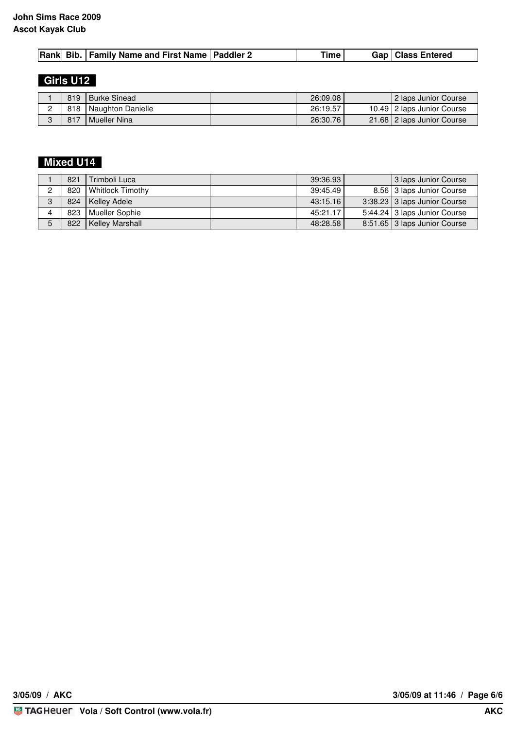**John Sims Race 2009**
**Ascot Kayak Club**

## Girls U12

| Rank | Bib. | Family Name and First Name | Paddler 2 | Time | Gap | Class Entered |
|---|---|---|---|---|---|---|
| 1 | 819 | Burke Sinead | | 26:09.08 | | 2 laps Junior Course |
| 2 | 818 | Naughton Danielle | | 26:19.57 | 10.49 | 2 laps Junior Course |
| 3 | 817 | Mueller Nina | | 26:30.76 | 21.68 | 2 laps Junior Course |

## Mixed U14

| Rank | Bib. | Family Name and First Name | Paddler 2 | Time | Gap | Class Entered |
|---|---|---|---|---|---|---|
| 1 | 821 | Trimboli Luca | | 39:36.93 | | 3 laps Junior Course |
| 2 | 820 | Whitlock Timothy | | 39:45.49 | 8.56 | 3 laps Junior Course |
| 3 | 824 | Kelley Adele | | 43:15.16 | 3:38.23 | 3 laps Junior Course |
| 4 | 823 | Mueller Sophie | | 45:21.17 | 5:44.24 | 3 laps Junior Course |
| 5 | 822 | Kelley Marshall | | 48:28.58 | 8:51.65 | 3 laps Junior Course |